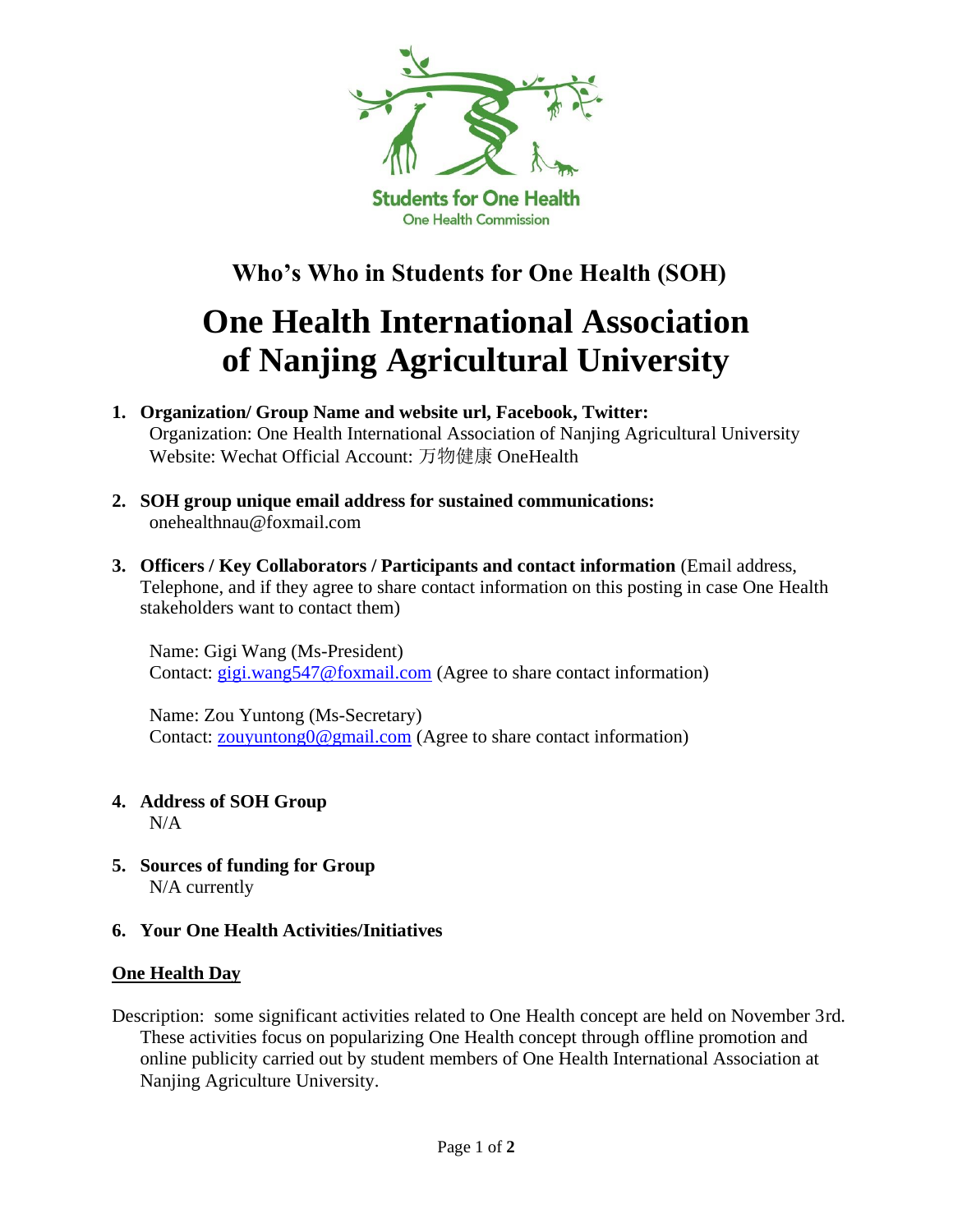Students for One Health
One Health Commission

## Who's Who in Students for One Health (SOH)

# One Health International Association of Nanjing Agricultural University

1. **Organization/ Group Name and website url, Facebook, Twitter:**
   Organization: One Health International Association of Nanjing Agricultural University
   Website: Wechat Official Account: 万物健康 OneHealth

2. **SOH group unique email address for sustained communications:**
   onehealthnau@foxmail.com

3. **Officers / Key Collaborators / Participants and contact information** (Email address, Telephone, and if they agree to share contact information on this posting in case One Health stakeholders want to contact them)

   Name: Gigi Wang (Ms-President)
   Contact: gigi.wang547@foxmail.com (Agree to share contact information)

   Name: Zou Yuntong (Ms-Secretary)
   Contact: zouyuntong0@gmail.com (Agree to share contact information)

4. **Address of SOH Group**
   N/A

5. **Sources of funding for Group**
   N/A currently

6. **Your One Health Activities/Initiatives**

**One Health Day**

Description: some significant activities related to One Health concept are held on November 3rd. These activities focus on popularizing One Health concept through offline promotion and online publicity carried out by student members of One Health International Association at Nanjing Agriculture University.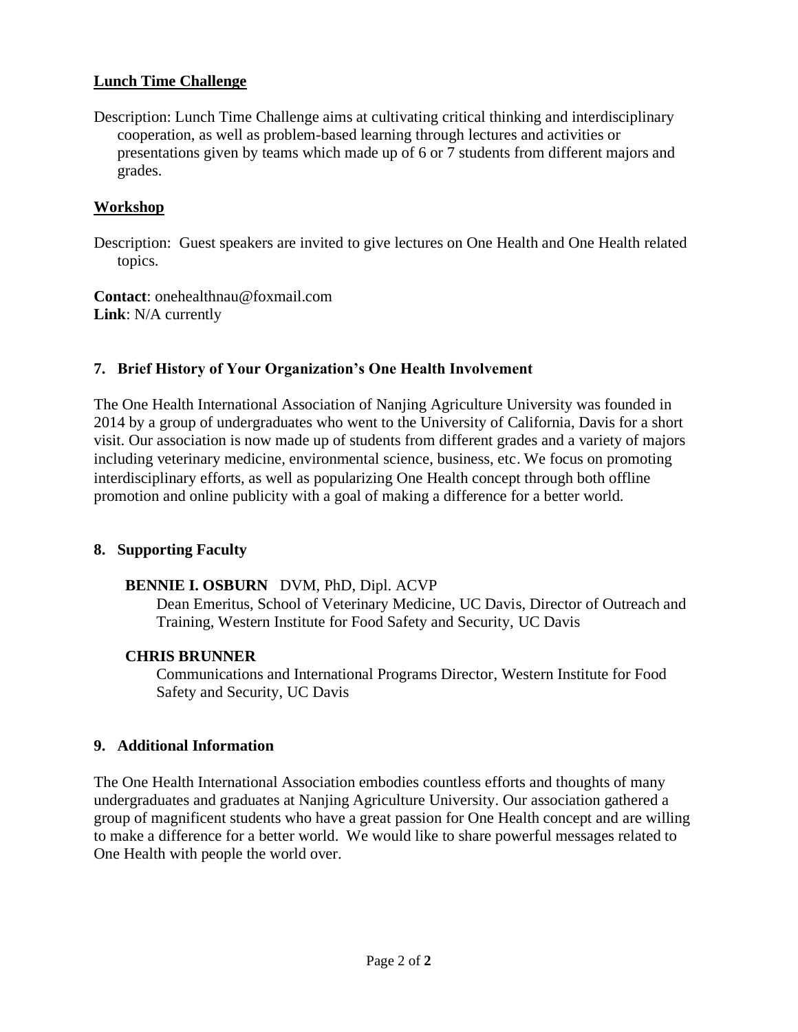**Lunch Time Challenge**

Description: Lunch Time Challenge aims at cultivating critical thinking and interdisciplinary cooperation, as well as problem-based learning through lectures and activities or presentations given by teams which made up of 6 or 7 students from different majors and grades.

**Workshop**

Description: Guest speakers are invited to give lectures on One Health and One Health related topics.

**Contact**: onehealthnau@foxmail.com
**Link**: N/A currently

### 7. Brief History of Your Organization's One Health Involvement

The One Health International Association of Nanjing Agriculture University was founded in 2014 by a group of undergraduates who went to the University of California, Davis for a short visit. Our association is now made up of students from different grades and a variety of majors including veterinary medicine, environmental science, business, etc. We focus on promoting interdisciplinary efforts, as well as popularizing One Health concept through both offline promotion and online publicity with a goal of making a difference for a better world.

### 8. Supporting Faculty

**BENNIE I. OSBURN** DVM, PhD, Dipl. ACVP
Dean Emeritus, School of Veterinary Medicine, UC Davis, Director of Outreach and Training, Western Institute for Food Safety and Security, UC Davis

**CHRIS BRUNNER**
Communications and International Programs Director, Western Institute for Food Safety and Security, UC Davis

### 9. Additional Information

The One Health International Association embodies countless efforts and thoughts of many undergraduates and graduates at Nanjing Agriculture University. Our association gathered a group of magnificent students who have a great passion for One Health concept and are willing to make a difference for a better world. We would like to share powerful messages related to One Health with people the world over.